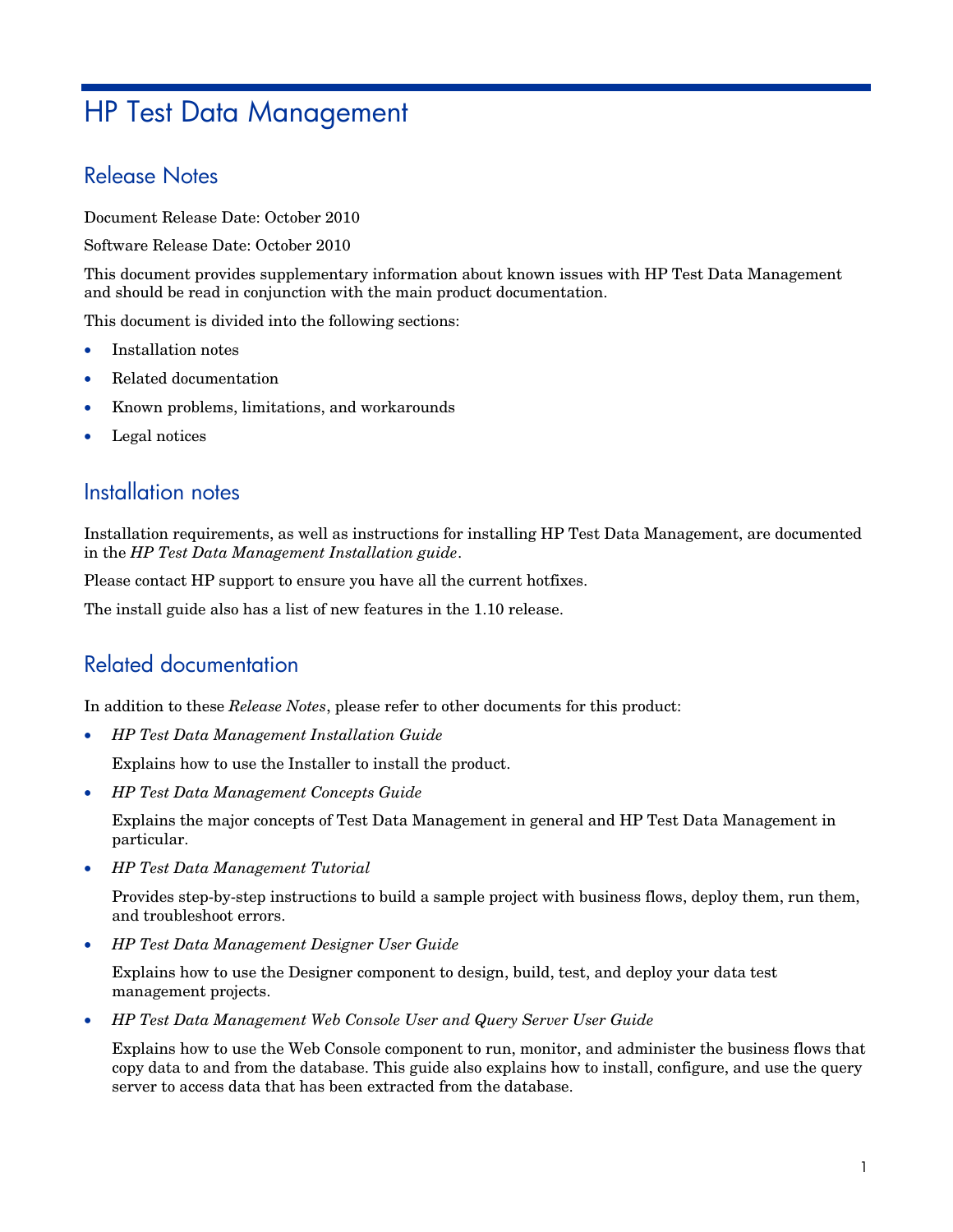# HP Test Data Management

## Release Notes

Document Release Date: October 2010

Software Release Date: October 2010

This document provides supplementary information about known issues with HP Test Data Management and should be read in conjunction with the main product documentation.

This document is divided into the following sections:

- Installation notes
- Related documentation
- Known problems, limitations, and workarounds
- Legal notices

## Installation notes

Installation requirements, as well as instructions for installing HP Test Data Management, are documented in the *HP Test Data Management Installation guide*.

Please contact HP support to ensure you have all the current hotfixes.

The install guide also has a list of new features in the 1.10 release.

## Related documentation

In addition to these *Release Notes*, please refer to other documents for this product:

- *HP Test Data Management Installation Guide*

  Explains how to use the Installer to install the product.

- *HP Test Data Management Concepts Guide*

  Explains the major concepts of Test Data Management in general and HP Test Data Management in particular.

- *HP Test Data Management Tutorial*

  Provides step-by-step instructions to build a sample project with business flows, deploy them, run them, and troubleshoot errors.

- *HP Test Data Management Designer User Guide*

  Explains how to use the Designer component to design, build, test, and deploy your data test management projects.

- *HP Test Data Management Web Console User and Query Server User Guide*

  Explains how to use the Web Console component to run, monitor, and administer the business flows that copy data to and from the database. This guide also explains how to install, configure, and use the query server to access data that has been extracted from the database.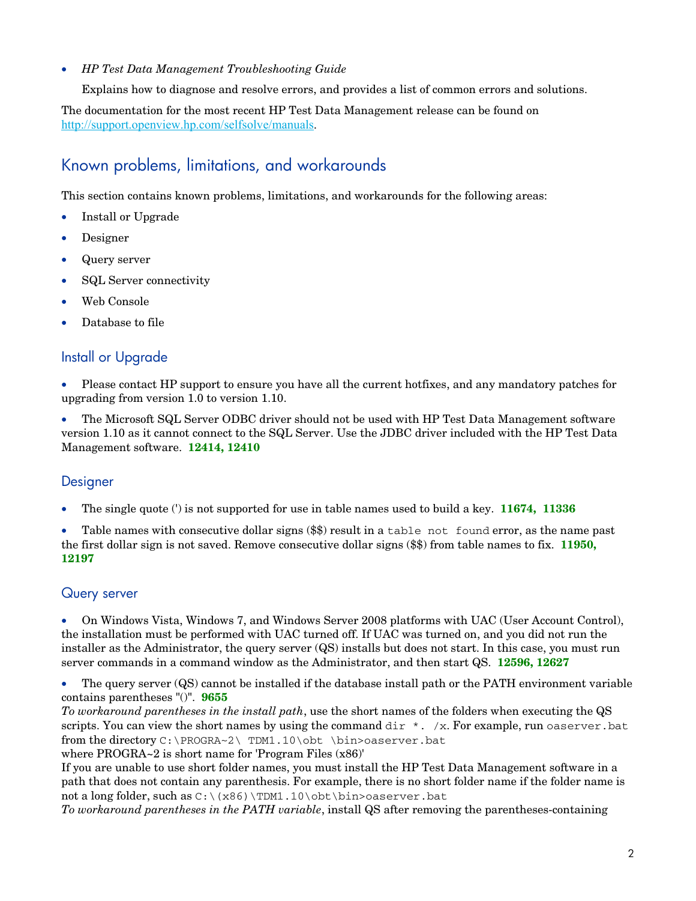- *HP Test Data Management Troubleshooting Guide*

  Explains how to diagnose and resolve errors, and provides a list of common errors and solutions.

The documentation for the most recent HP Test Data Management release can be found on http://support.openview.hp.com/selfsolve/manuals.

## Known problems, limitations, and workarounds

This section contains known problems, limitations, and workarounds for the following areas:

- Install or Upgrade
- Designer
- Query server
- SQL Server connectivity
- Web Console
- Database to file

### Install or Upgrade

- Please contact HP support to ensure you have all the current hotfixes, and any mandatory patches for upgrading from version 1.0 to version 1.10.
- The Microsoft SQL Server ODBC driver should not be used with HP Test Data Management software version 1.10 as it cannot connect to the SQL Server. Use the JDBC driver included with the HP Test Data Management software. **12414, 12410**

### Designer

- The single quote (') is not supported for use in table names used to build a key. **11674, 11336**
- Table names with consecutive dollar signs ($$) result in a `table not found` error, as the name past the first dollar sign is not saved. Remove consecutive dollar signs ($$) from table names to fix. **11950, 12197**

### Query server

- On Windows Vista, Windows 7, and Windows Server 2008 platforms with UAC (User Account Control), the installation must be performed with UAC turned off. If UAC was turned on, and you did not run the installer as the Administrator, the query server (QS) installs but does not start. In this case, you must run server commands in a command window as the Administrator, and then start QS. **12596, 12627**
- The query server (QS) cannot be installed if the database install path or the PATH environment variable contains parentheses "()". **9655**
  *To workaround parentheses in the install path*, use the short names of the folders when executing the QS scripts. You can view the short names by using the command `dir *. /x`. For example, run `oaserver.bat` from the directory `C:\PROGRA~2\ TDM1.10\obt \bin>oaserver.bat`
  where PROGRA~2 is short name for 'Program Files (x86)'
  If you are unable to use short folder names, you must install the HP Test Data Management software in a path that does not contain any parenthesis. For example, there is no short folder name if the folder name is not a long folder, such as `C:\(x86)\TDM1.10\obt\bin>oaserver.bat`
  *To workaround parentheses in the PATH variable*, install QS after removing the parentheses-containing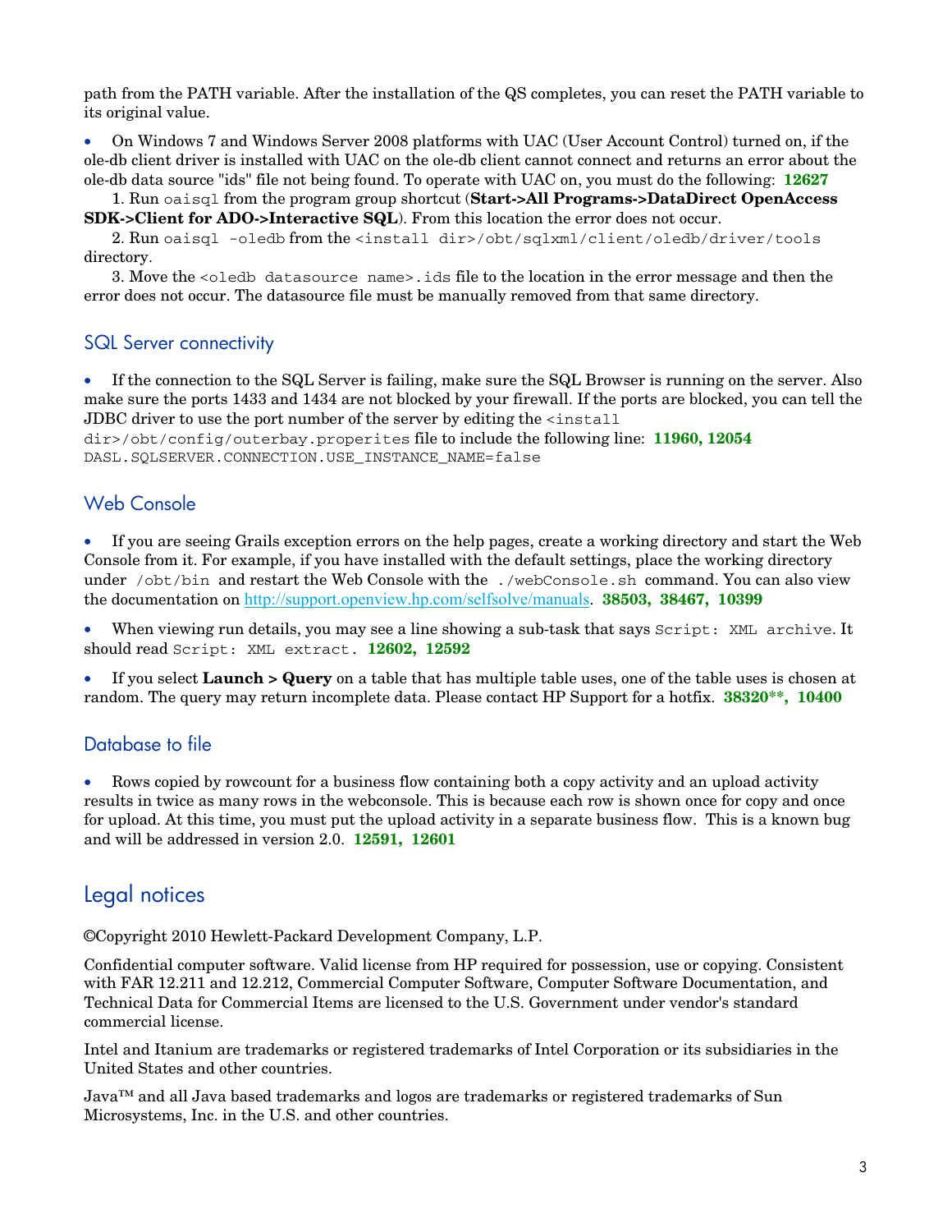path from the PATH variable. After the installation of the QS completes, you can reset the PATH variable to its original value.

- On Windows 7 and Windows Server 2008 platforms with UAC (User Account Control) turned on, if the ole-db client driver is installed with UAC on the ole-db client cannot connect and returns an error about the ole-db data source "ids" file not being found. To operate with UAC on, you must do the following: **12627**

  1. Run `oaisql` from the program group shortcut (**Start->All Programs->DataDirect OpenAccess SDK->Client for ADO->Interactive SQL**). From this location the error does not occur.
  2. Run `oaisql -oledb` from the `<install dir>/obt/sqlxml/client/oledb/driver/tools` directory.
  3. Move the `<oledb datasource name>.ids` file to the location in the error message and then the error does not occur. The datasource file must be manually removed from that same directory.

## SQL Server connectivity

- If the connection to the SQL Server is failing, make sure the SQL Browser is running on the server. Also make sure the ports 1433 and 1434 are not blocked by your firewall. If the ports are blocked, you can tell the JDBC driver to use the port number of the server by editing the `<install dir>/obt/config/outerbay.properites` file to include the following line: **11960, 12054**
  `DASL.SQLSERVER.CONNECTION.USE_INSTANCE_NAME=false`

## Web Console

- If you are seeing Grails exception errors on the help pages, create a working directory and start the Web Console from it. For example, if you have installed with the default settings, place the working directory under `/obt/bin` and restart the Web Console with the `./webConsole.sh` command. You can also view the documentation on http://support.openview.hp.com/selfsolve/manuals. **38503, 38467, 10399**

- When viewing run details, you may see a line showing a sub-task that says `Script: XML archive`. It should read `Script: XML extract`. **12602, 12592**

- If you select **Launch > Query** on a table that has multiple table uses, one of the table uses is chosen at random. The query may return incomplete data. Please contact HP Support for a hotfix. **38320\*\*, 10400**

## Database to file

- Rows copied by rowcount for a business flow containing both a copy activity and an upload activity results in twice as many rows in the webconsole. This is because each row is shown once for copy and once for upload. At this time, you must put the upload activity in a separate business flow. This is a known bug and will be addressed in version 2.0. **12591, 12601**

# Legal notices

©Copyright 2010 Hewlett-Packard Development Company, L.P.

Confidential computer software. Valid license from HP required for possession, use or copying. Consistent with FAR 12.211 and 12.212, Commercial Computer Software, Computer Software Documentation, and Technical Data for Commercial Items are licensed to the U.S. Government under vendor's standard commercial license.

Intel and Itanium are trademarks or registered trademarks of Intel Corporation or its subsidiaries in the United States and other countries.

Java™ and all Java based trademarks and logos are trademarks or registered trademarks of Sun Microsystems, Inc. in the U.S. and other countries.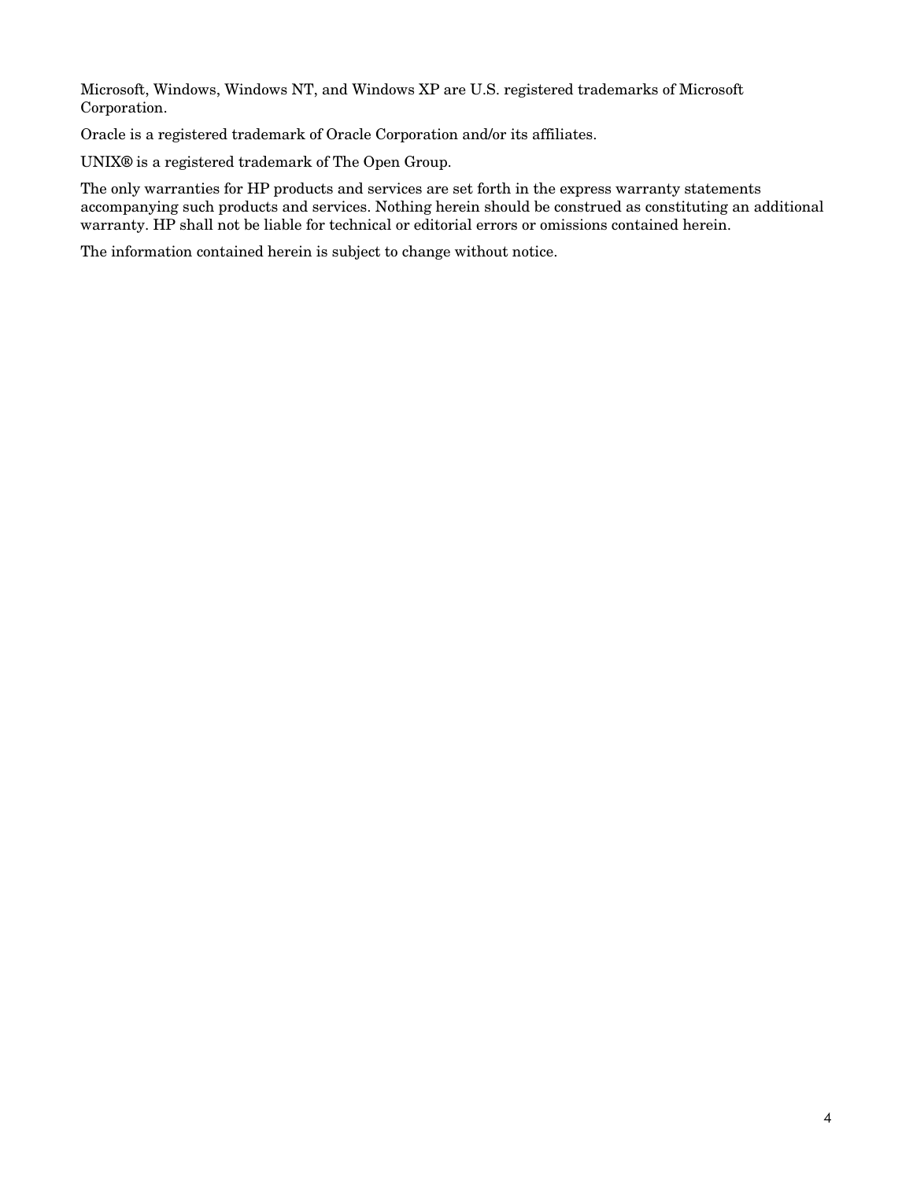Microsoft, Windows, Windows NT, and Windows XP are U.S. registered trademarks of Microsoft Corporation.

Oracle is a registered trademark of Oracle Corporation and/or its affiliates.

UNIX® is a registered trademark of The Open Group.

The only warranties for HP products and services are set forth in the express warranty statements accompanying such products and services. Nothing herein should be construed as constituting an additional warranty. HP shall not be liable for technical or editorial errors or omissions contained herein.

The information contained herein is subject to change without notice.